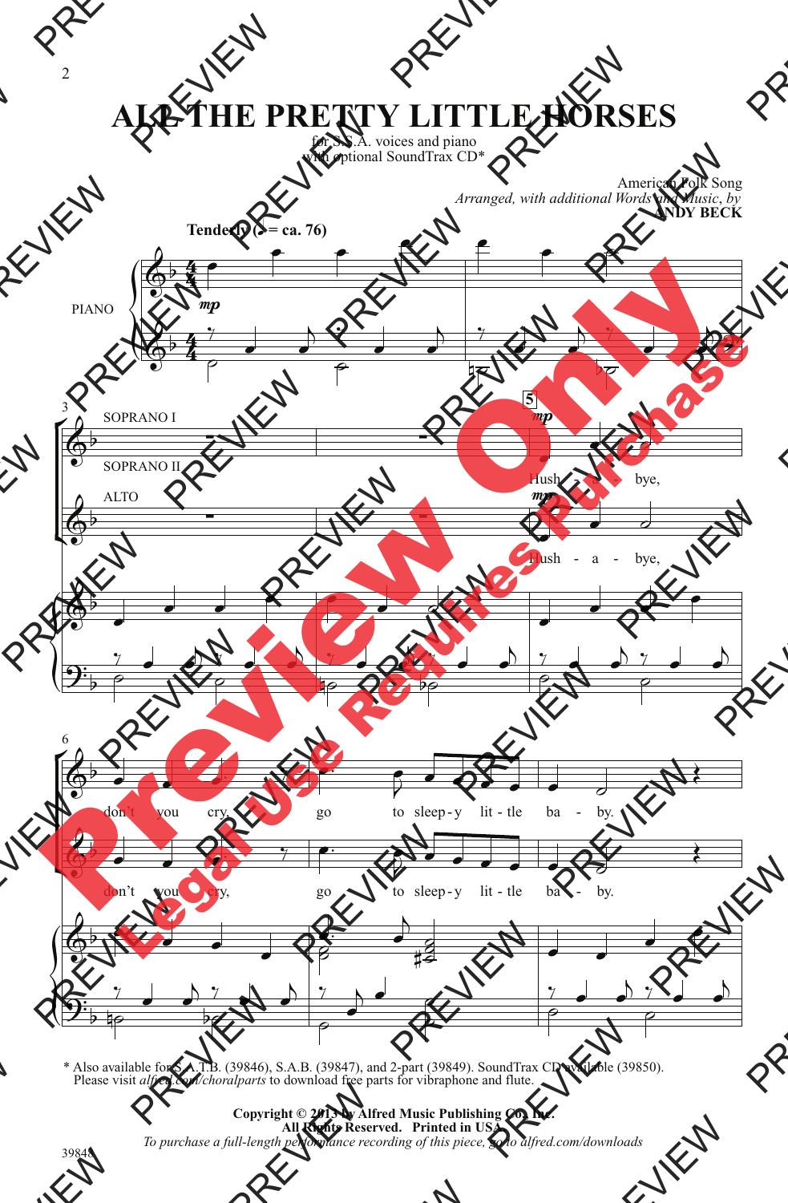# ALL THE PRETTY LITTLE HORSES

for S.S.A. voices and piano
with optional SoundTrax CD*

American Folk Song
*Arranged, with additional Words and Music, by*
**ANDY BECK**

**Tenderly (♩ = ca. 76)**

PIANO

SOPRANO I

SOPRANO II

ALTO

Hush - a - bye,

Hush - a - bye,

don't you cry, go to sleep-y lit-tle ba - by.

don't you cry, go to sleep-y lit-tle ba - by.

\* Also available for S.A.T.B. (39846), S.A.B. (39847), and 2-part (39849). SoundTrax CD available (39850).
Please visit *alfred.com/choralparts* to download free parts for vibraphone and flute.

**Copyright © 2013 by Alfred Music Publishing Co., Inc.**
**All Rights Reserved. Printed in USA.**
*To purchase a full-length performance recording of this piece, go to alfred.com/downloads*

39848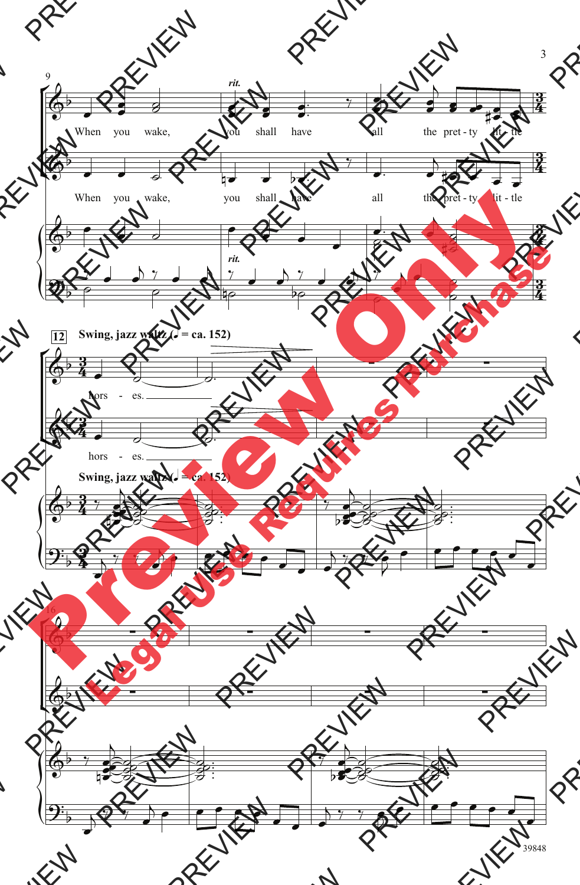*rit.*

When you wake, you shall have all the pret - ty lit - tle

When you wake, you shall have all the pret - ty lit - tle

*rit.*

**Swing, jazz waltz (♩. = ca. 152)**

hors - es.

hors - es.

**Swing, jazz waltz (♩. = ca. 152)**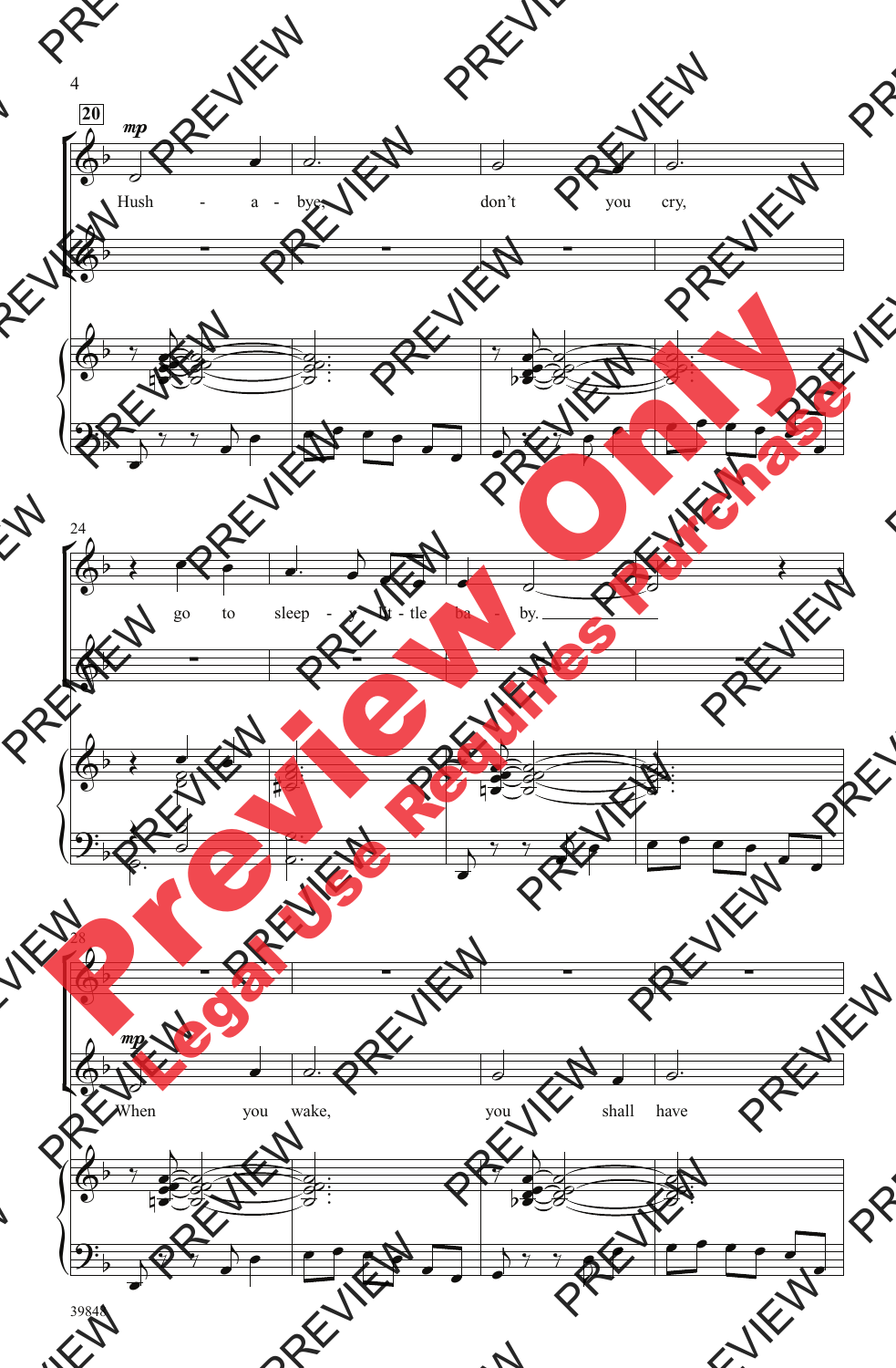20

*mp*

Hush - a - bye, don't you cry,

24

go to sleep - y lit - tle ba - by.

28

*mp*

When you wake, you shall have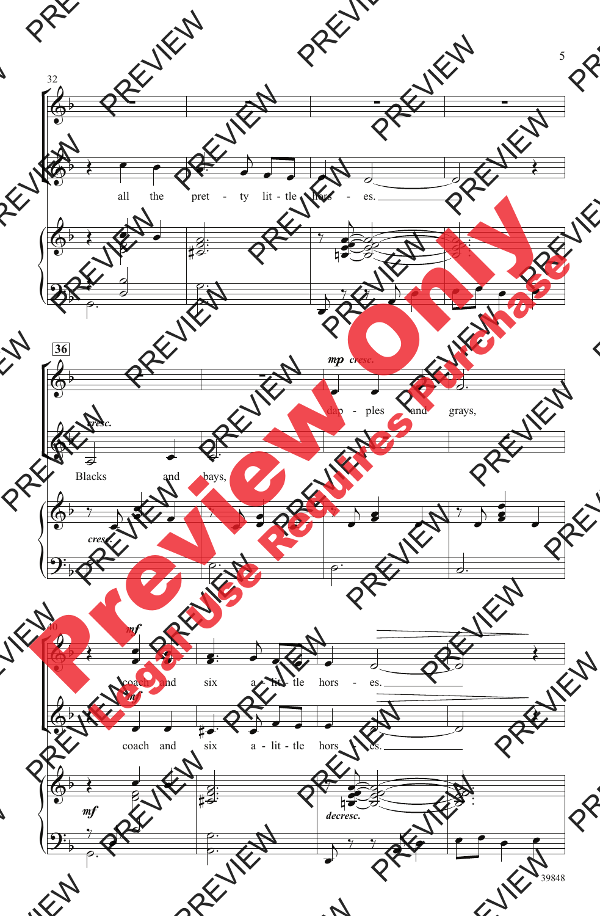all the pretty little horses.

Blacks and bays,

dapples and grays,

coach and six a-little horses.

coach and six a-little horses.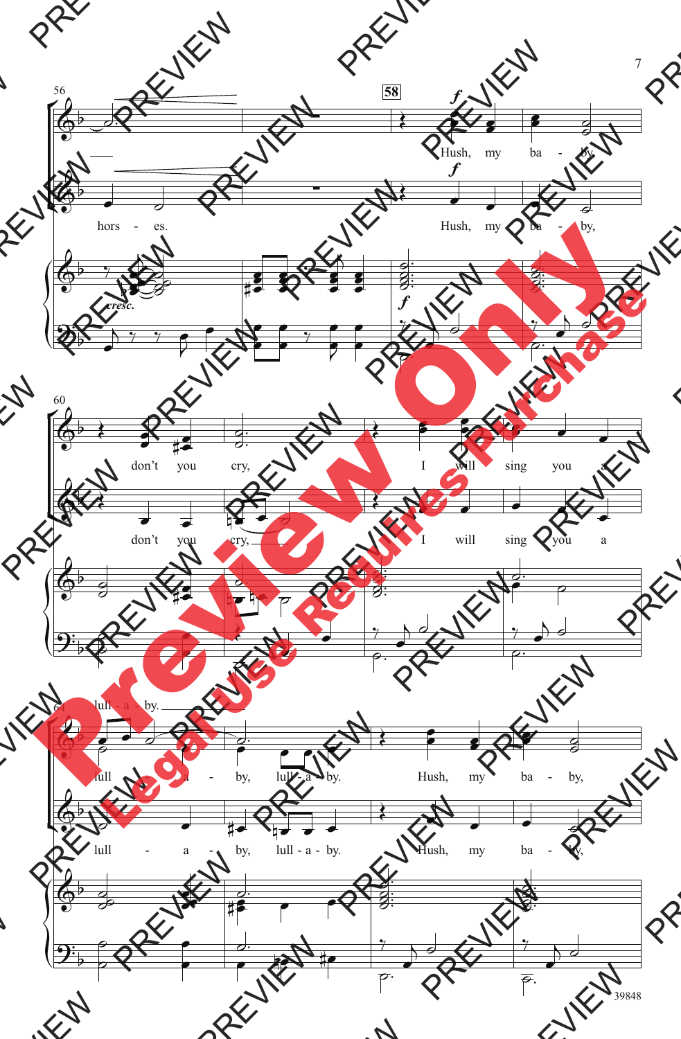hors - es.

Hush, my ba - by,

don't you cry,

I will sing you a

lull - a - by.

lull - a - by, lull - a - by.

Hush, my ba - by,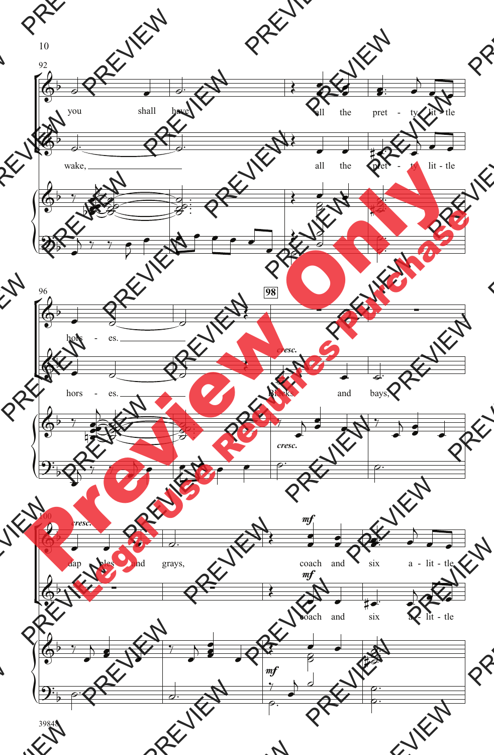you shall have all the pret - ty lit - tle

wake, all the pret - ty lit - tle

hors - es.

hors - es.

**98**

*cresc.*

Blacks and bays,

*cresc.*

dap - ples and grays,

*mf*

coach and six a - lit - tle

*mf*

coach and six a - lit - tle

*mf*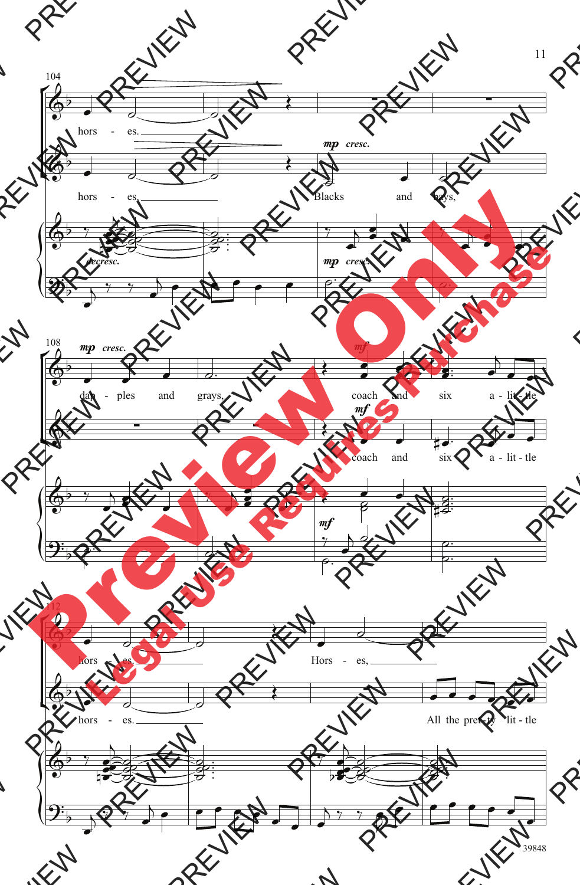104

horses.

horses.

*mp cresc.*

Blacks and bays,

*decresc.*

*mp cresc.*

108

*mp cresc.*

dapples and grays,

*mf*

coach and six a-little

*mf*

coach and six a-little

*mf*

112

horses. Horses,

horses. All the pretty little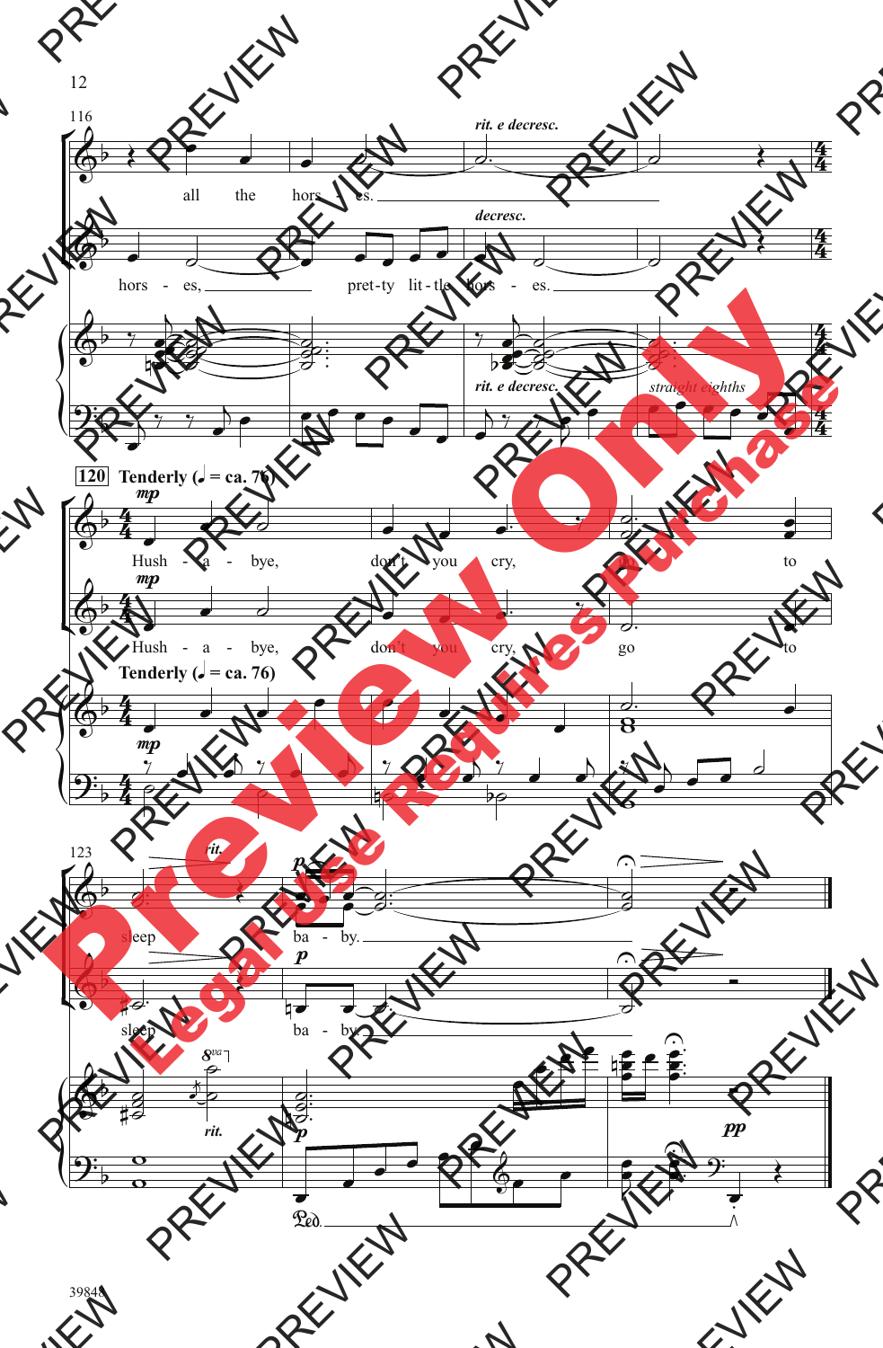116

*rit. e decresc.*

all the hors - es.

*decresc.*

hors - es, pret-ty lit-tle hors - es.

*rit. e decresc.*

*straight eighths*

**120** **Tenderly (♩ = ca. 76)**

*mp*

Hush - a - bye, don't you cry, go to

*mp*

Hush - a - bye, don't you cry, go to

**Tenderly (♩ = ca. 76)**

*mp*

123

*rit.*

*p*

sleep ba - by.

*p*

sleep ba - by.

*8va*

*rit.*

*p*

*pp*

*Ped.*